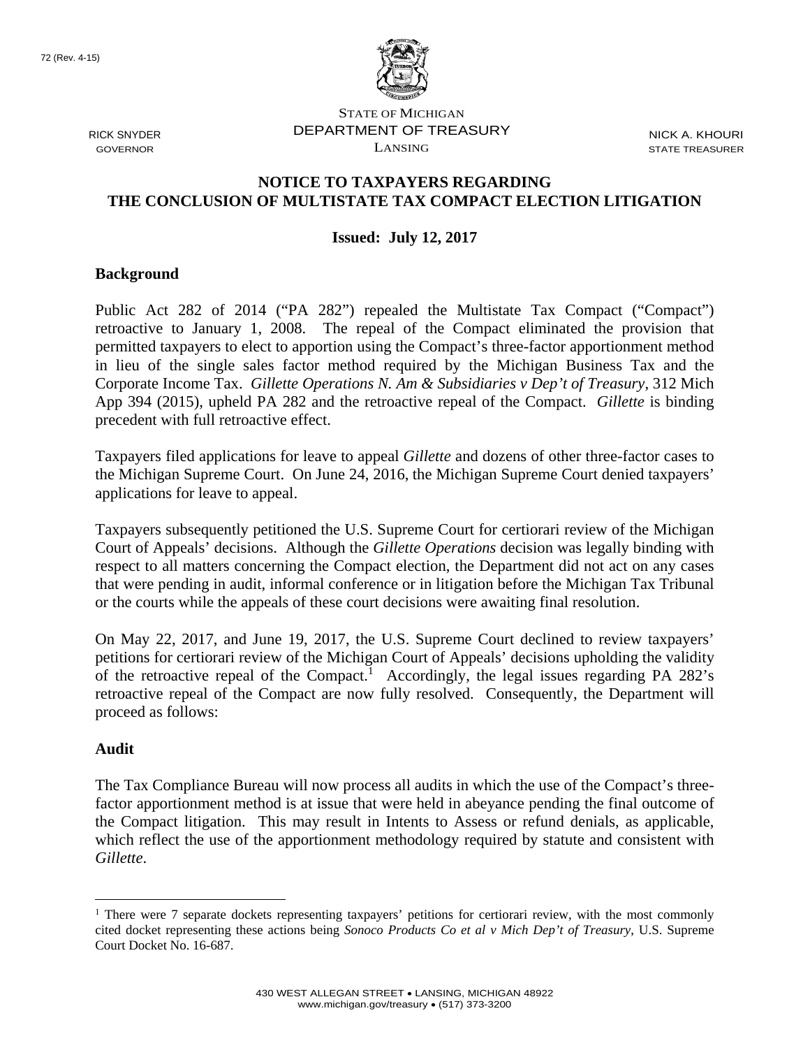72 (Rev. 4-15)

STATE OF MICHIGAN
DEPARTMENT OF TREASURY
LANSING

RICK SNYDER
GOVERNOR

NICK A. KHOURI
STATE TREASURER

**NOTICE TO TAXPAYERS REGARDING THE CONCLUSION OF MULTISTATE TAX COMPACT ELECTION LITIGATION**

**Issued: July 12, 2017**

## Background

Public Act 282 of 2014 ("PA 282") repealed the Multistate Tax Compact ("Compact") retroactive to January 1, 2008. The repeal of the Compact eliminated the provision that permitted taxpayers to elect to apportion using the Compact's three-factor apportionment method in lieu of the single sales factor method required by the Michigan Business Tax and the Corporate Income Tax. *Gillette Operations N. Am & Subsidiaries v Dep't of Treasury*, 312 Mich App 394 (2015), upheld PA 282 and the retroactive repeal of the Compact. *Gillette* is binding precedent with full retroactive effect.

Taxpayers filed applications for leave to appeal *Gillette* and dozens of other three-factor cases to the Michigan Supreme Court. On June 24, 2016, the Michigan Supreme Court denied taxpayers' applications for leave to appeal.

Taxpayers subsequently petitioned the U.S. Supreme Court for certiorari review of the Michigan Court of Appeals' decisions. Although the *Gillette Operations* decision was legally binding with respect to all matters concerning the Compact election, the Department did not act on any cases that were pending in audit, informal conference or in litigation before the Michigan Tax Tribunal or the courts while the appeals of these court decisions were awaiting final resolution.

On May 22, 2017, and June 19, 2017, the U.S. Supreme Court declined to review taxpayers' petitions for certiorari review of the Michigan Court of Appeals' decisions upholding the validity of the retroactive repeal of the Compact.[1] Accordingly, the legal issues regarding PA 282's retroactive repeal of the Compact are now fully resolved. Consequently, the Department will proceed as follows:

## Audit

The Tax Compliance Bureau will now process all audits in which the use of the Compact's three-factor apportionment method is at issue that were held in abeyance pending the final outcome of the Compact litigation. This may result in Intents to Assess or refund denials, as applicable, which reflect the use of the apportionment methodology required by statute and consistent with *Gillette*.

---

[1] There were 7 separate dockets representing taxpayers' petitions for certiorari review, with the most commonly cited docket representing these actions being *Sonoco Products Co et al v Mich Dep't of Treasury*, U.S. Supreme Court Docket No. 16-687.

430 WEST ALLEGAN STREET • LANSING, MICHIGAN 48922
www.michigan.gov/treasury • (517) 373-3200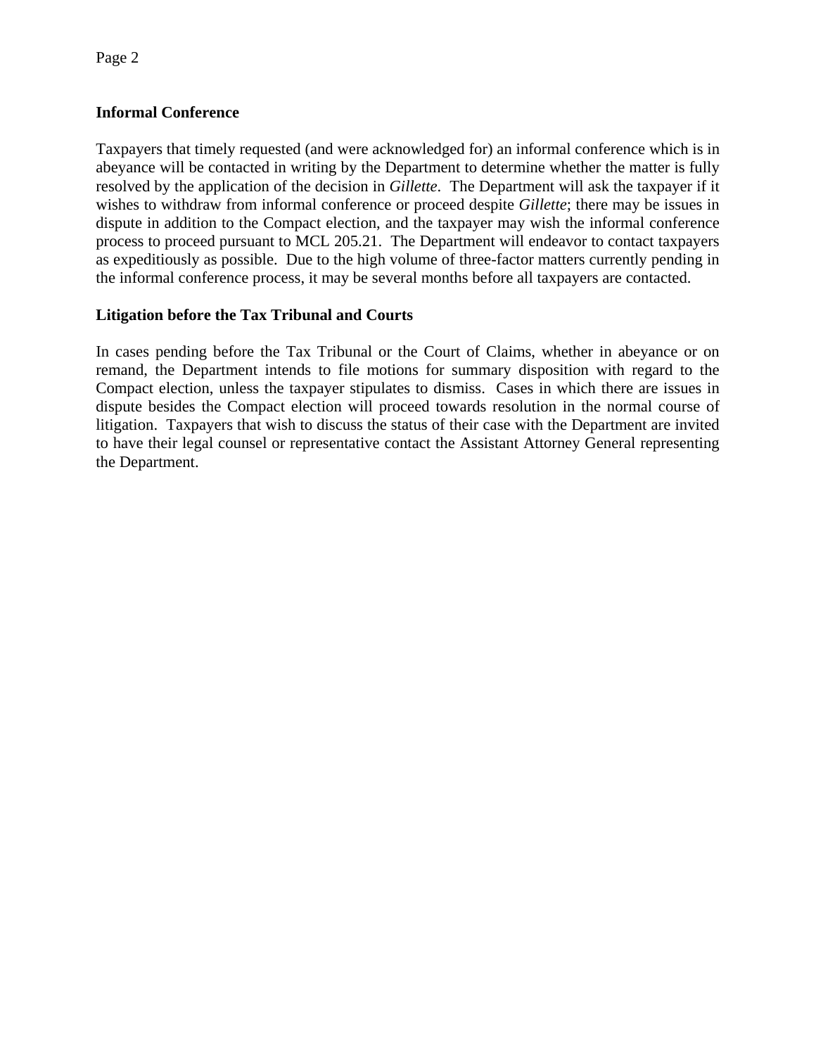**Informal Conference**

Taxpayers that timely requested (and were acknowledged for) an informal conference which is in abeyance will be contacted in writing by the Department to determine whether the matter is fully resolved by the application of the decision in *Gillette*. The Department will ask the taxpayer if it wishes to withdraw from informal conference or proceed despite *Gillette*; there may be issues in dispute in addition to the Compact election, and the taxpayer may wish the informal conference process to proceed pursuant to MCL 205.21. The Department will endeavor to contact taxpayers as expeditiously as possible. Due to the high volume of three-factor matters currently pending in the informal conference process, it may be several months before all taxpayers are contacted.

**Litigation before the Tax Tribunal and Courts**

In cases pending before the Tax Tribunal or the Court of Claims, whether in abeyance or on remand, the Department intends to file motions for summary disposition with regard to the Compact election, unless the taxpayer stipulates to dismiss. Cases in which there are issues in dispute besides the Compact election will proceed towards resolution in the normal course of litigation. Taxpayers that wish to discuss the status of their case with the Department are invited to have their legal counsel or representative contact the Assistant Attorney General representing the Department.